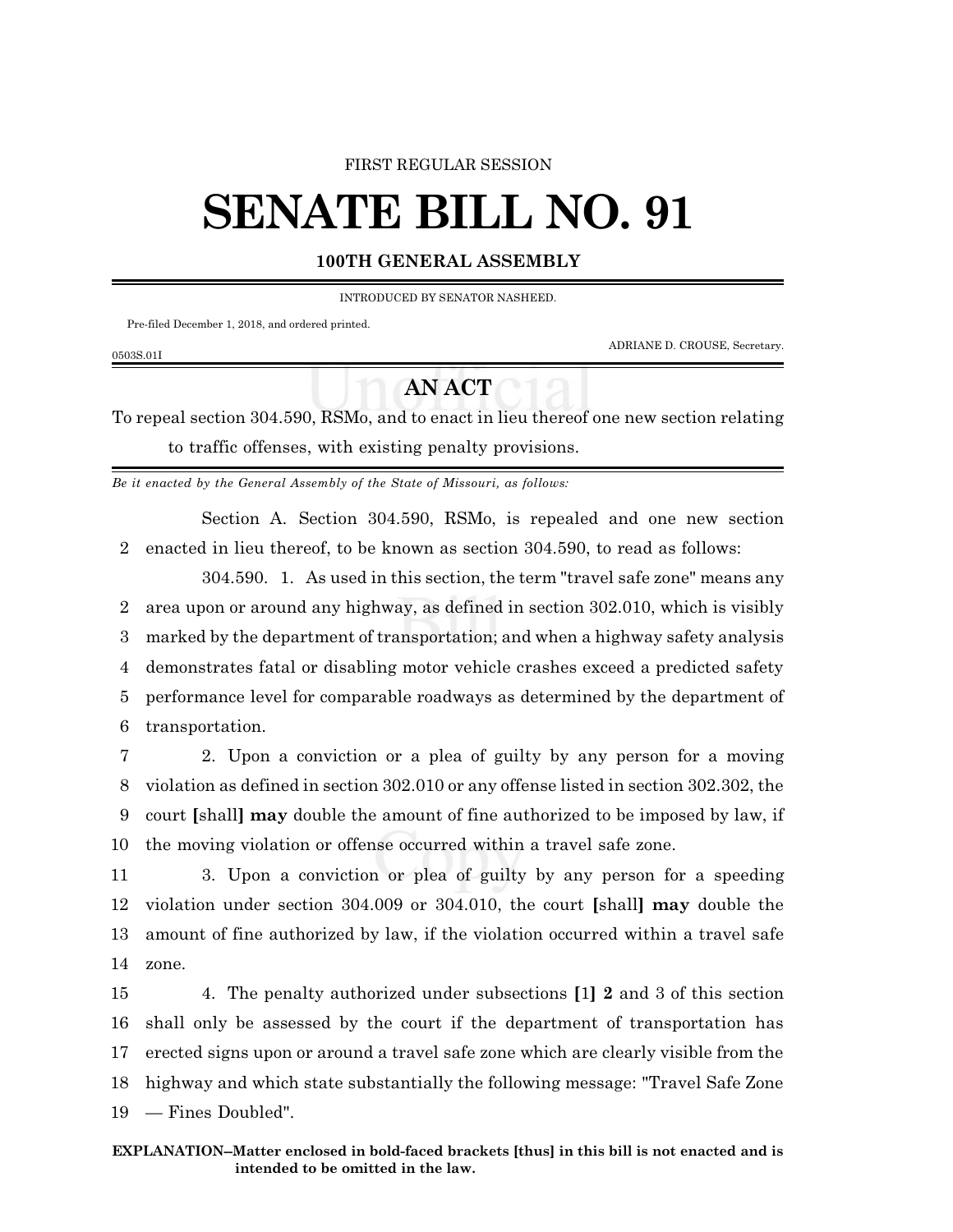FIRST REGULAR SESSION

# SENATE BILL NO. 91

**100TH GENERAL ASSEMBLY**

INTRODUCED BY SENATOR NASHEED.

Pre-filed December 1, 2018, and ordered printed.

ADRIANE D. CROUSE, Secretary.

0503S.01I

## AN ACT

To repeal section 304.590, RSMo, and to enact in lieu thereof one new section relating to traffic offenses, with existing penalty provisions.

*Be it enacted by the General Assembly of the State of Missouri, as follows:*

Section A. Section 304.590, RSMo, is repealed and one new section enacted in lieu thereof, to be known as section 304.590, to read as follows:

304.590. 1. As used in this section, the term "travel safe zone" means any area upon or around any highway, as defined in section 302.010, which is visibly marked by the department of transportation; and when a highway safety analysis demonstrates fatal or disabling motor vehicle crashes exceed a predicted safety performance level for comparable roadways as determined by the department of transportation.

2. Upon a conviction or a plea of guilty by any person for a moving violation as defined in section 302.010 or any offense listed in section 302.302, the court **[**shall**]** **may** double the amount of fine authorized to be imposed by law, if the moving violation or offense occurred within a travel safe zone.

3. Upon a conviction or plea of guilty by any person for a speeding violation under section 304.009 or 304.010, the court **[**shall**]** **may** double the amount of fine authorized by law, if the violation occurred within a travel safe zone.

4. The penalty authorized under subsections **[**1**]** **2** and 3 of this section shall only be assessed by the court if the department of transportation has erected signs upon or around a travel safe zone which are clearly visible from the highway and which state substantially the following message: "Travel Safe Zone — Fines Doubled".

**EXPLANATION–Matter enclosed in bold-faced brackets [thus] in this bill is not enacted and is intended to be omitted in the law.**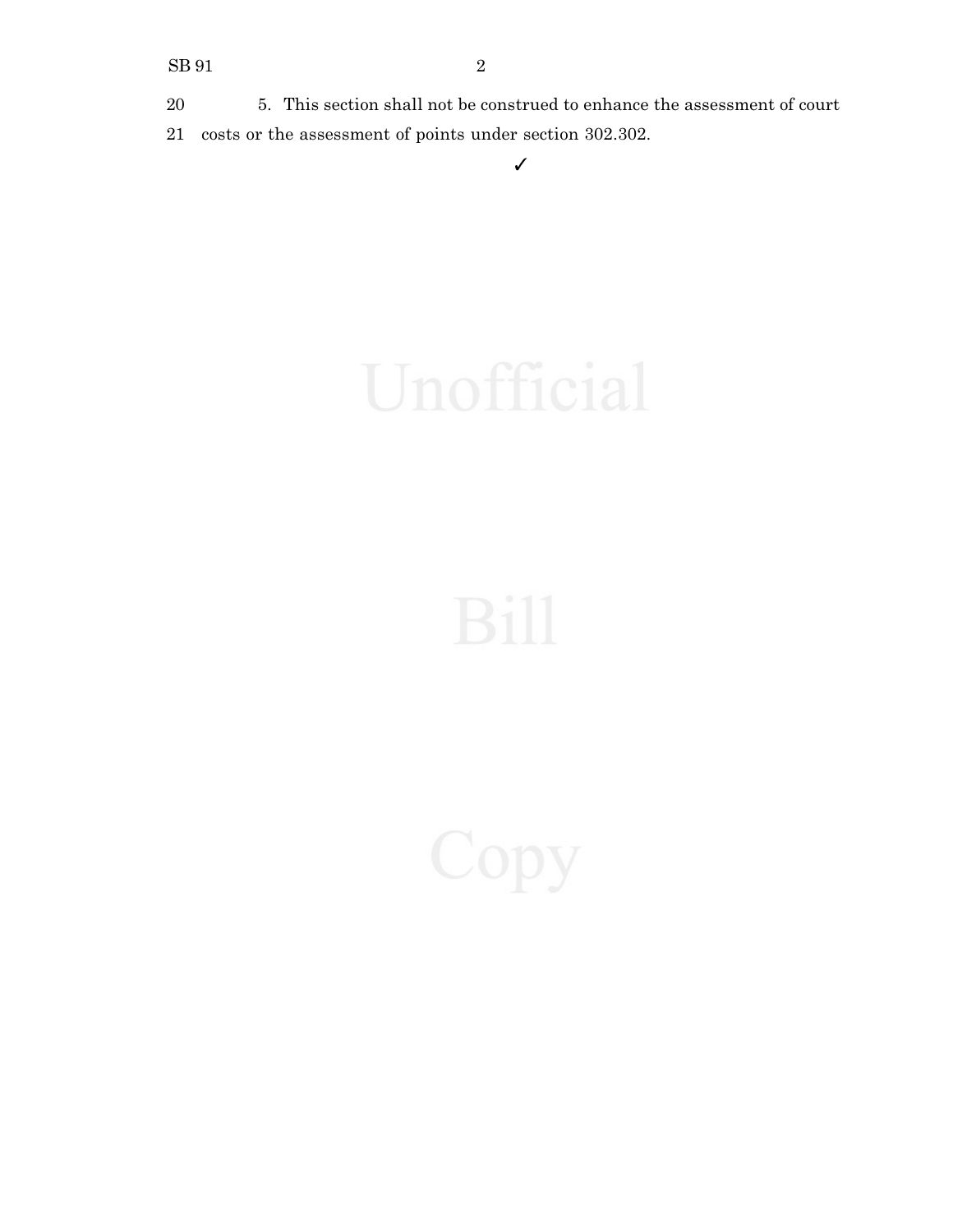5. This section shall not be construed to enhance the assessment of court costs or the assessment of points under section 302.302.

✓